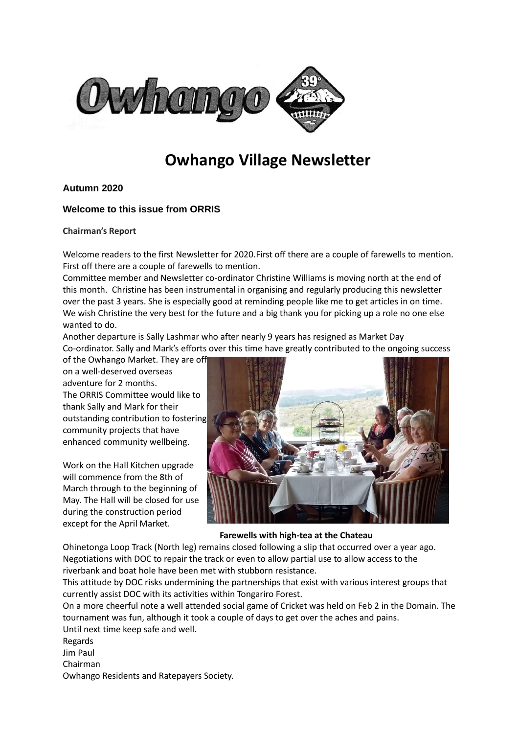# Owhango Village Newsletter

**Autumn 2020**

### Welcome to this issue from ORRIS

**Chairman's Report**

Welcome readers to the first Newsletter for 2020.First off there are a couple of farewells to mention. First off there are a couple of farewells to mention.

Committee member and Newsletter co-ordinator Christine Williams is moving north at the end of this month. Christine has been instrumental in organising and regularly producing this newsletter over the past 3 years. She is especially good at reminding people like me to get articles in on time. We wish Christine the very best for the future and a big thank you for picking up a role no one else wanted to do.

Another departure is Sally Lashmar who after nearly 9 years has resigned as Market Day Co-ordinator. Sally and Mark's efforts over this time have greatly contributed to the ongoing success of the Owhango Market. They are off on a well-deserved overseas adventure for 2 months.

The ORRIS Committee would like to thank Sally and Mark for their outstanding contribution to fostering community projects that have enhanced community wellbeing.

Work on the Hall Kitchen upgrade will commence from the 8th of March through to the beginning of May. The Hall will be closed for use during the construction period except for the April Market.

**Farewells with high-tea at the Chateau**

Ohinetonga Loop Track (North leg) remains closed following a slip that occurred over a year ago. Negotiations with DOC to repair the track or even to allow partial use to allow access to the riverbank and boat hole have been met with stubborn resistance.

This attitude by DOC risks undermining the partnerships that exist with various interest groups that currently assist DOC with its activities within Tongariro Forest.

On a more cheerful note a well attended social game of Cricket was held on Feb 2 in the Domain. The tournament was fun, although it took a couple of days to get over the aches and pains.

Until next time keep safe and well.

Regards

Jim Paul

Chairman

Owhango Residents and Ratepayers Society.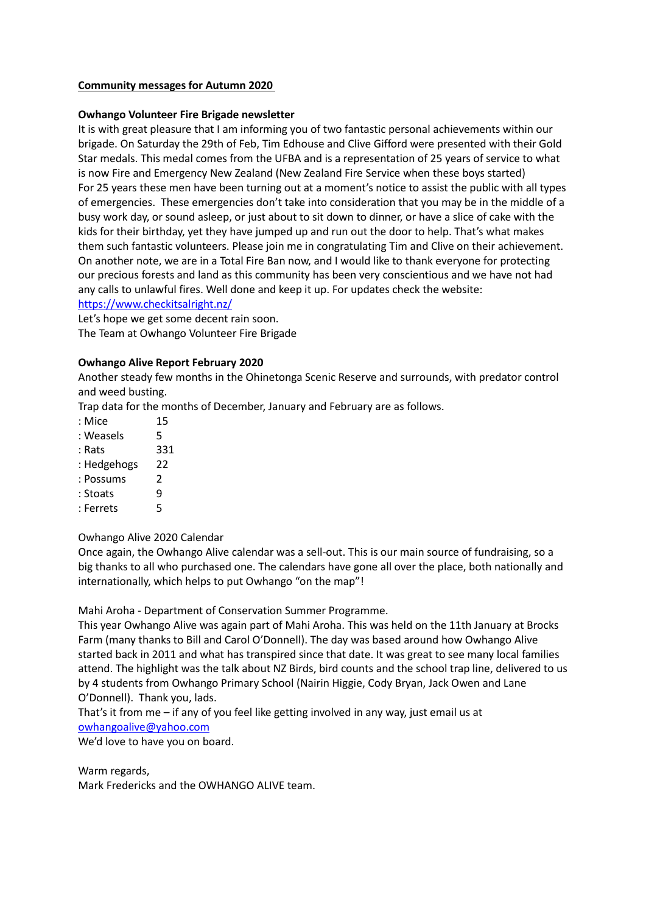**Community messages for Autumn 2020**

**Owhango Volunteer Fire Brigade newsletter**

It is with great pleasure that I am informing you of two fantastic personal achievements within our brigade. On Saturday the 29th of Feb, Tim Edhouse and Clive Gifford were presented with their Gold Star medals. This medal comes from the UFBA and is a representation of 25 years of service to what is now Fire and Emergency New Zealand (New Zealand Fire Service when these boys started)

For 25 years these men have been turning out at a moment's notice to assist the public with all types of emergencies. These emergencies don't take into consideration that you may be in the middle of a busy work day, or sound asleep, or just about to sit down to dinner, or have a slice of cake with the kids for their birthday, yet they have jumped up and run out the door to help. That's what makes them such fantastic volunteers. Please join me in congratulating Tim and Clive on their achievement.

On another note, we are in a Total Fire Ban now, and I would like to thank everyone for protecting our precious forests and land as this community has been very conscientious and we have not had any calls to unlawful fires. Well done and keep it up. For updates check the website: https://www.checkitsalright.nz/

Let's hope we get some decent rain soon.

The Team at Owhango Volunteer Fire Brigade

**Owhango Alive Report February 2020**

Another steady few months in the Ohinetonga Scenic Reserve and surrounds, with predator control and weed busting.

Trap data for the months of December, January and February are as follows.

| | |
|---|---|
| : Mice | 15 |
| : Weasels | 5 |
| : Rats | 331 |
| : Hedgehogs | 22 |
| : Possums | 2 |
| : Stoats | 9 |
| : Ferrets | 5 |

Owhango Alive 2020 Calendar

Once again, the Owhango Alive calendar was a sell-out. This is our main source of fundraising, so a big thanks to all who purchased one. The calendars have gone all over the place, both nationally and internationally, which helps to put Owhango "on the map"!

Mahi Aroha - Department of Conservation Summer Programme.

This year Owhango Alive was again part of Mahi Aroha. This was held on the 11th January at Brocks Farm (many thanks to Bill and Carol O'Donnell). The day was based around how Owhango Alive started back in 2011 and what has transpired since that date. It was great to see many local families attend. The highlight was the talk about NZ Birds, bird counts and the school trap line, delivered to us by 4 students from Owhango Primary School (Nairin Higgie, Cody Bryan, Jack Owen and Lane O'Donnell). Thank you, lads.

That's it from me – if any of you feel like getting involved in any way, just email us at owhangoalive@yahoo.com

We'd love to have you on board.

Warm regards,

Mark Fredericks and the OWHANGO ALIVE team.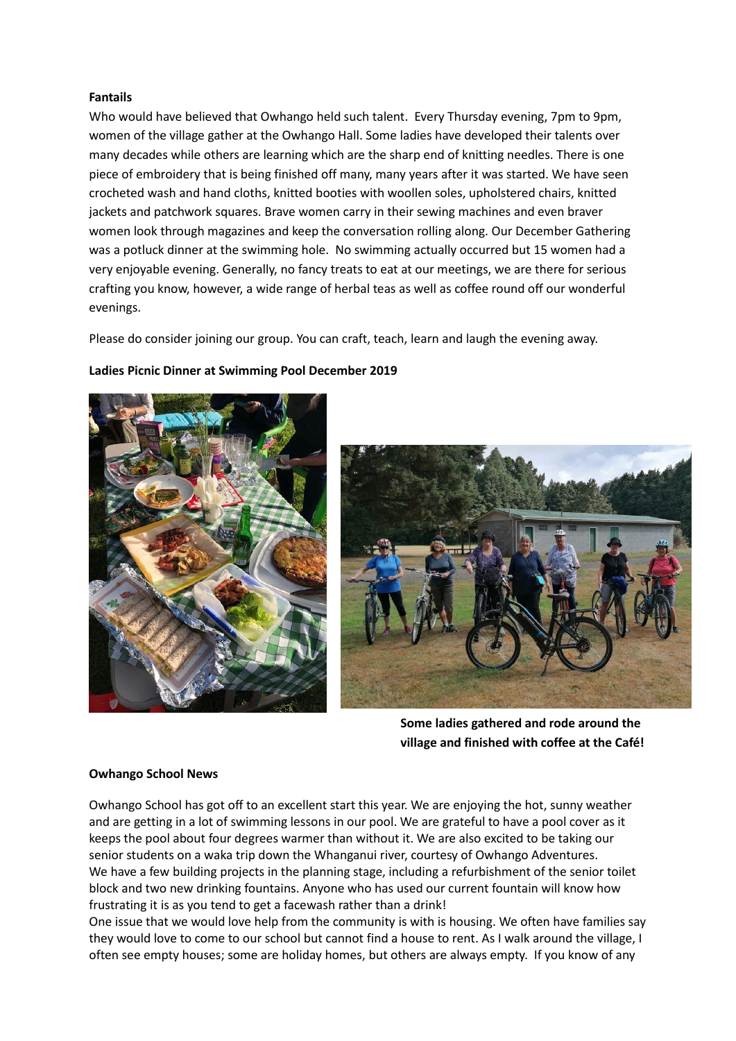**Fantails**

Who would have believed that Owhango held such talent. Every Thursday evening, 7pm to 9pm, women of the village gather at the Owhango Hall. Some ladies have developed their talents over many decades while others are learning which are the sharp end of knitting needles. There is one piece of embroidery that is being finished off many, many years after it was started. We have seen crocheted wash and hand cloths, knitted booties with woollen soles, upholstered chairs, knitted jackets and patchwork squares. Brave women carry in their sewing machines and even braver women look through magazines and keep the conversation rolling along. Our December Gathering was a potluck dinner at the swimming hole. No swimming actually occurred but 15 women had a very enjoyable evening. Generally, no fancy treats to eat at our meetings, we are there for serious crafting you know, however, a wide range of herbal teas as well as coffee round off our wonderful evenings.

Please do consider joining our group. You can craft, teach, learn and laugh the evening away.

**Ladies Picnic Dinner at Swimming Pool December 2019**

**Some ladies gathered and rode around the village and finished with coffee at the Café!**

**Owhango School News**

Owhango School has got off to an excellent start this year. We are enjoying the hot, sunny weather and are getting in a lot of swimming lessons in our pool. We are grateful to have a pool cover as it keeps the pool about four degrees warmer than without it. We are also excited to be taking our senior students on a waka trip down the Whanganui river, courtesy of Owhango Adventures.

We have a few building projects in the planning stage, including a refurbishment of the senior toilet block and two new drinking fountains. Anyone who has used our current fountain will know how frustrating it is as you tend to get a facewash rather than a drink!

One issue that we would love help from the community is with is housing. We often have families say they would love to come to our school but cannot find a house to rent. As I walk around the village, I often see empty houses; some are holiday homes, but others are always empty. If you know of any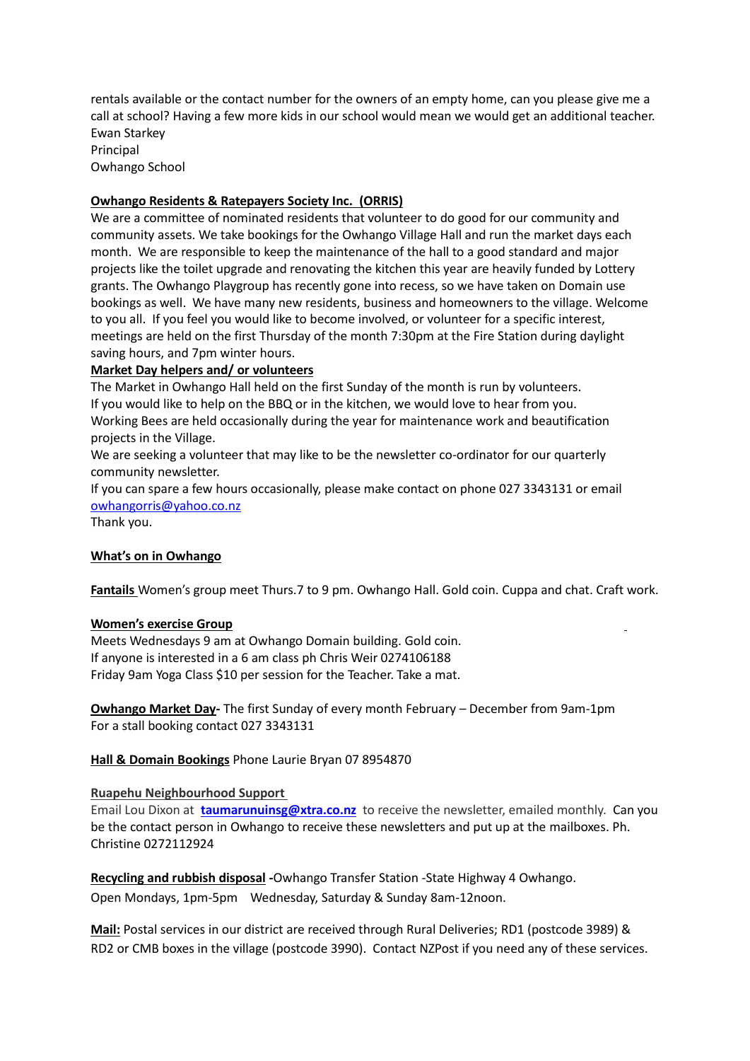rentals available or the contact number for the owners of an empty home, can you please give me a call at school? Having a few more kids in our school would mean we would get an additional teacher.
Ewan Starkey
Principal
Owhango School

**Owhango Residents & Ratepayers Society Inc. (ORRIS)**

We are a committee of nominated residents that volunteer to do good for our community and community assets. We take bookings for the Owhango Village Hall and run the market days each month. We are responsible to keep the maintenance of the hall to a good standard and major projects like the toilet upgrade and renovating the kitchen this year are heavily funded by Lottery grants. The Owhango Playgroup has recently gone into recess, so we have taken on Domain use bookings as well. We have many new residents, business and homeowners to the village. Welcome to you all. If you feel you would like to become involved, or volunteer for a specific interest, meetings are held on the first Thursday of the month 7:30pm at the Fire Station during daylight saving hours, and 7pm winter hours.

**Market Day helpers and/ or volunteers**

The Market in Owhango Hall held on the first Sunday of the month is run by volunteers.
If you would like to help on the BBQ or in the kitchen, we would love to hear from you.
Working Bees are held occasionally during the year for maintenance work and beautification projects in the Village.
We are seeking a volunteer that may like to be the newsletter co-ordinator for our quarterly community newsletter.
If you can spare a few hours occasionally, please make contact on phone 027 3343131 or email owhangorris@yahoo.co.nz
Thank you.

**What's on in Owhango**

**Fantails** Women's group meet Thurs.7 to 9 pm. Owhango Hall. Gold coin. Cuppa and chat. Craft work.

**Women's exercise Group**

Meets Wednesdays 9 am at Owhango Domain building. Gold coin.
If anyone is interested in a 6 am class ph Chris Weir 0274106188
Friday 9am Yoga Class $10 per session for the Teacher. Take a mat.

**Owhango Market Day-** The first Sunday of every month February – December from 9am-1pm
For a stall booking contact 027 3343131

**Hall & Domain Bookings** Phone Laurie Bryan 07 8954870

**Ruapehu Neighbourhood Support**

Email Lou Dixon at **taumarunuinsg@xtra.co.nz** to receive the newsletter, emailed monthly. Can you be the contact person in Owhango to receive these newsletters and put up at the mailboxes. Ph. Christine 0272112924

**Recycling and rubbish disposal -** Owhango Transfer Station -State Highway 4 Owhango.
Open Mondays, 1pm-5pm Wednesday, Saturday & Sunday 8am-12noon.

**Mail:** Postal services in our district are received through Rural Deliveries; RD1 (postcode 3989) & RD2 or CMB boxes in the village (postcode 3990). Contact NZPost if you need any of these services.